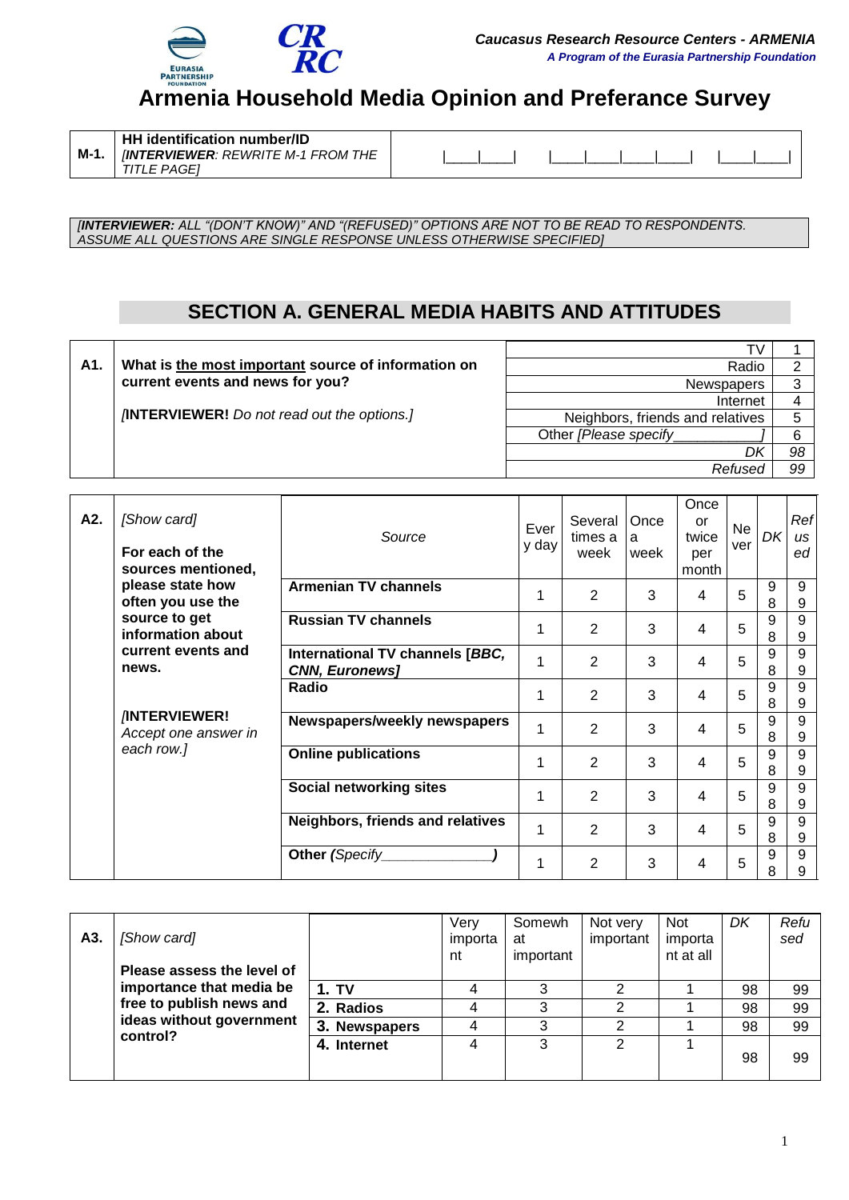Caucasus Research Resource Centers - ARMENIA
*A Program of the Eurasia Partnership Foundation*

# Armenia Household Media Opinion and Preferance Survey

| M-1. | **HH identification number/ID** *[INTERVIEWER: REWRITE M-1 FROM THE TITLE PAGE]* | \|____\|____\|  \|____\|____\|____\|____\|  \|____\|____\| |
|---|---|---|

*[INTERVIEWER: ALL "(DON'T KNOW)" AND "(REFUSED)" OPTIONS ARE NOT TO BE READ TO RESPONDENTS. ASSUME ALL QUESTIONS ARE SINGLE RESPONSE UNLESS OTHERWISE SPECIFIED]*

## SECTION A. GENERAL MEDIA HABITS AND ATTITUDES

| A1. | **What is the most important source of information on current events and news for you?** *[INTERVIEWER! Do not read out the options.]* | | |
|---|---|---|---|
| | | TV | 1 |
| | | Radio | 2 |
| | | Newspapers | 3 |
| | | Internet | 4 |
| | | Neighbors, friends and relatives | 5 |
| | | Other *[Please specify__________]* | 6 |
| | | *DK* | *98* |
| | | *Refused* | *99* |

| A2. | *[Show card]* **For each of the sources mentioned, please state how often you use the source to get information about current events and news.** *[INTERVIEWER! Accept one answer in each row.]* | *Source* | Every day | Several times a week | Once a week | Once or twice per month | Never | *DK* | *Refused* |
|---|---|---|---|---|---|---|---|---|---|
| | | **Armenian TV channels** | 1 | 2 | 3 | 4 | 5 | 98 | 99 |
| | | **Russian TV channels** | 1 | 2 | 3 | 4 | 5 | 98 | 99 |
| | | **International TV channels [*BBC, CNN, Euronews*]** | 1 | 2 | 3 | 4 | 5 | 98 | 99 |
| | | **Radio** | 1 | 2 | 3 | 4 | 5 | 98 | 99 |
| | | **Newspapers/weekly newspapers** | 1 | 2 | 3 | 4 | 5 | 98 | 99 |
| | | **Online publications** | 1 | 2 | 3 | 4 | 5 | 98 | 99 |
| | | **Social networking sites** | 1 | 2 | 3 | 4 | 5 | 98 | 99 |
| | | **Neighbors, friends and relatives** | 1 | 2 | 3 | 4 | 5 | 98 | 99 |
| | | **Other *(Specify_____________)*** | 1 | 2 | 3 | 4 | 5 | 98 | 99 |

| A3. | *[Show card]* **Please assess the level of importance that media be free to publish news and ideas without government control?** | | Very important | Somewhat important | Not very important | Not important at all | *DK* | *Refused* |
|---|---|---|---|---|---|---|---|---|
| | | **1. TV** | 4 | 3 | 2 | 1 | 98 | 99 |
| | | **2. Radios** | 4 | 3 | 2 | 1 | 98 | 99 |
| | | **3. Newspapers** | 4 | 3 | 2 | 1 | 98 | 99 |
| | | **4. Internet** | 4 | 3 | 2 | 1 | 98 | 99 |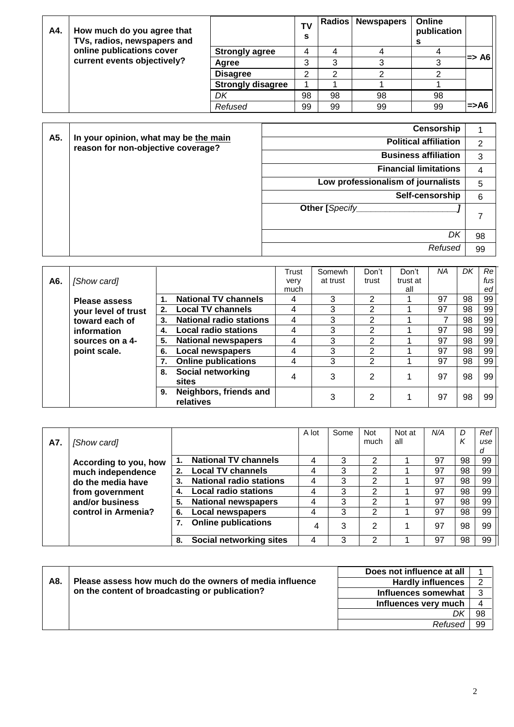| A4. | How much do you agree that TVs, radios, newspapers and online publications cover current events objectively? | | TVs | Radios | Newspapers | Online publications | |
|---|---|---|---|---|---|---|---|
| | | **Strongly agree** | 4 | 4 | 4 | 4 | => A6 |
| | | **Agree** | 3 | 3 | 3 | 3 | |
| | | **Disagree** | 2 | 2 | 2 | 2 | |
| | | **Strongly disagree** | 1 | 1 | 1 | 1 | |
| | | *DK* | 98 | 98 | 98 | 98 | =>A6 |
| | | *Refused* | 99 | 99 | 99 | 99 | |

| A5. | In your opinion, what may be the main reason for non-objective coverage? | | |
|---|---|---|---|
| | | **Censorship** | 1 |
| | | **Political affiliation** | 2 |
| | | **Business affiliation** | 3 |
| | | **Financial limitations** | 4 |
| | | **Low professionalism of journalists** | 5 |
| | | **Self-censorship** | 6 |
| | | **Other [***Specify____________________***]** | 7 |
| | | *DK* | 98 |
| | | *Refused* | 99 |

| A6. | *[Show card]* **Please assess your level of trust toward each of information sources on a 4-point scale.** | | Trust very much | Somewhat trust | Don't trust | Don't trust at all | *NA* | *DK* | *Refused* |
|---|---|---|---|---|---|---|---|---|---|
| | | **1. National TV channels** | 4 | 3 | 2 | 1 | 97 | 98 | 99 |
| | | **2. Local TV channels** | 4 | 3 | 2 | 1 | 97 | 98 | 99 |
| | | **3. National radio stations** | 4 | 3 | 2 | 1 | 7 | 98 | 99 |
| | | **4. Local radio stations** | 4 | 3 | 2 | 1 | 97 | 98 | 99 |
| | | **5. National newspapers** | 4 | 3 | 2 | 1 | 97 | 98 | 99 |
| | | **6. Local newspapers** | 4 | 3 | 2 | 1 | 97 | 98 | 99 |
| | | **7. Online publications** | 4 | 3 | 2 | 1 | 97 | 98 | 99 |
| | | **8. Social networking sites** | 4 | 3 | 2 | 1 | 97 | 98 | 99 |
| | | **9. Neighbors, friends and relatives** | | 3 | 2 | 1 | 97 | 98 | 99 |

| A7. | *[Show card]* **According to you, how much independence do the media have from government and/or business control in Armenia?** | | A lot | Some | Not much | Not at all | *N/A* | *DK* | *Refused* |
|---|---|---|---|---|---|---|---|---|---|
| | | **1. National TV channels** | 4 | 3 | 2 | 1 | 97 | 98 | 99 |
| | | **2. Local TV channels** | 4 | 3 | 2 | 1 | 97 | 98 | 99 |
| | | **3. National radio stations** | 4 | 3 | 2 | 1 | 97 | 98 | 99 |
| | | **4. Local radio stations** | 4 | 3 | 2 | 1 | 97 | 98 | 99 |
| | | **5. National newspapers** | 4 | 3 | 2 | 1 | 97 | 98 | 99 |
| | | **6. Local newspapers** | 4 | 3 | 2 | 1 | 97 | 98 | 99 |
| | | **7. Online publications** | 4 | 3 | 2 | 1 | 97 | 98 | 99 |
| | | **8. Social networking sites** | 4 | 3 | 2 | 1 | 97 | 98 | 99 |

| A8. | Please assess how much do the owners of media influence on the content of broadcasting or publication? | | |
|---|---|---|---|
| | | **Does not influence at all** | 1 |
| | | **Hardly influences** | 2 |
| | | **Influences somewhat** | 3 |
| | | **Influences very much** | 4 |
| | | *DK* | 98 |
| | | *Refused* | 99 |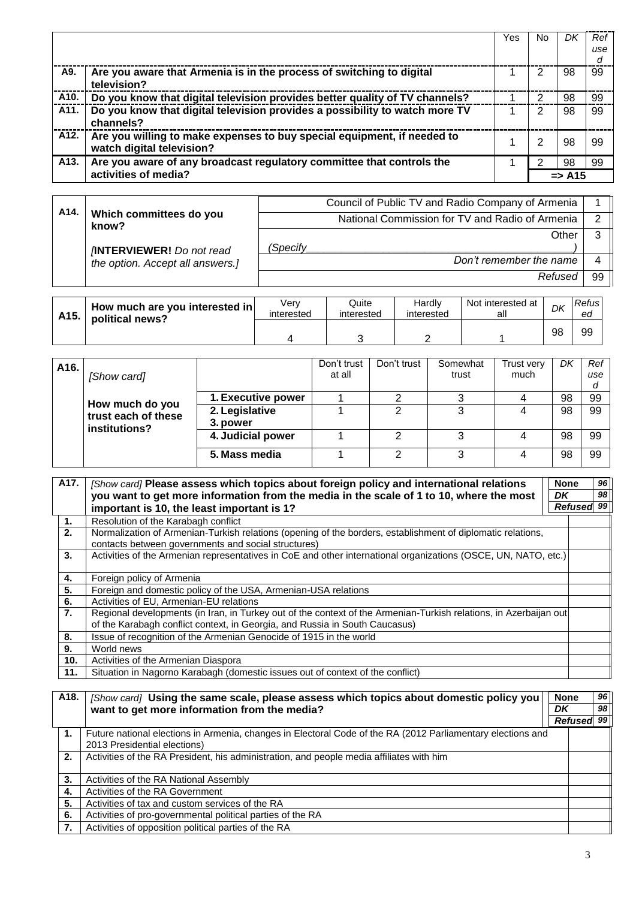| | | Yes | No | *DK* | *Refused* |
|---|---|---|---|---|---|
| **A9.** | **Are you aware that Armenia is in the process of switching to digital television?** | 1 | 2 | 98 | 99 |
| **A10.** | **Do you know that digital television provides better quality of TV channels?** | 1 | 2 | 98 | 99 |
| **A11.** | **Do you know that digital television provides a possibility to watch more TV channels?** | 1 | 2 | 98 | 99 |
| **A12.** | **Are you willing to make expenses to buy special equipment, if needed to watch digital television?** | 1 | 2 | 98 | 99 |
| **A13.** | **Are you aware of any broadcast regulatory committee that controls the activities of media?** | 1 | 2 | 98 | 99 |
| | | | **=> A15** | | |

| | | | |
|---|---|---|---|
| **A14.** | **Which committees do you know?** *[**INTERVIEWER!** Do not read the option. Accept all answers.]* | Council of Public TV and Radio Company of Armenia | 1 |
| | | National Commission for TV and Radio of Armenia | 2 |
| | | Other *(Specify______________________________)* | 3 |
| | | *Don't remember the name* | 4 |
| | | *Refused* | 99 |

| | | Very interested | Quite interested | Hardly interested | Not interested at all | *DK* | *Refused* |
|---|---|---|---|---|---|---|---|
| **A15.** | **How much are you interested in political news?** | 4 | 3 | 2 | 1 | 98 | 99 |

| | | | Don't trust at all | Don't trust | Somewhat trust | Trust very much | *DK* | *Refused* |
|---|---|---|---|---|---|---|---|---|
| **A16.** | *[Show card]* **How much do you trust each of these institutions?** | **1. Executive power** | 1 | 2 | 3 | 4 | 98 | 99 |
| | | **2. Legislative 3. power** | 1 | 2 | 3 | 4 | 98 | 99 |
| | | **4. Judicial power** | 1 | 2 | 3 | 4 | 98 | 99 |
| | | **5. Mass media** | 1 | 2 | 3 | 4 | 98 | 99 |

| **A17.** | *[Show card]* **Please assess which topics about foreign policy and international relations you want to get more information from the media in the scale of 1 to 10, where the most important is 10, the least important is 1?** | **None** *96* / ***DK*** *98* / ***Refused*** *99* |
|---|---|---|
| **1.** | Resolution of the Karabagh conflict | |
| **2.** | Normalization of Armenian-Turkish relations (opening of the borders, establishment of diplomatic relations, contacts between governments and social structures) | |
| **3.** | Activities of the Armenian representatives in CoE and other international organizations (OSCE, UN, NATO, etc.) | |
| **4.** | Foreign policy of Armenia | |
| **5.** | Foreign and domestic policy of the USA, Armenian-USA relations | |
| **6.** | Activities of EU, Armenian-EU relations | |
| **7.** | Regional developments (in Iran, in Turkey out of the context of the Armenian-Turkish relations, in Azerbaijan out of the Karabagh conflict context, in Georgia, and Russia in South Caucasus) | |
| **8.** | Issue of recognition of the Armenian Genocide of 1915 in the world | |
| **9.** | World news | |
| **10.** | Activities of the Armenian Diaspora | |
| **11.** | Situation in Nagorno Karabagh (domestic issues out of context of the conflict) | |

| **A18.** | *[Show card]* **Using the same scale, please assess which topics about domestic policy you want to get more information from the media?** | **None** *96* / ***DK*** *98* / ***Refused*** *99* |
|---|---|---|
| **1.** | Future national elections in Armenia, changes in Electoral Code of the RA (2012 Parliamentary elections and 2013 Presidential elections) | |
| **2.** | Activities of the RA President, his administration, and people media affiliates with him | |
| **3.** | Activities of the RA National Assembly | |
| **4.** | Activities of the RA Government | |
| **5.** | Activities of tax and custom services of the RA | |
| **6.** | Activities of pro-governmental political parties of the RA | |
| **7.** | Activities of opposition political parties of the RA | |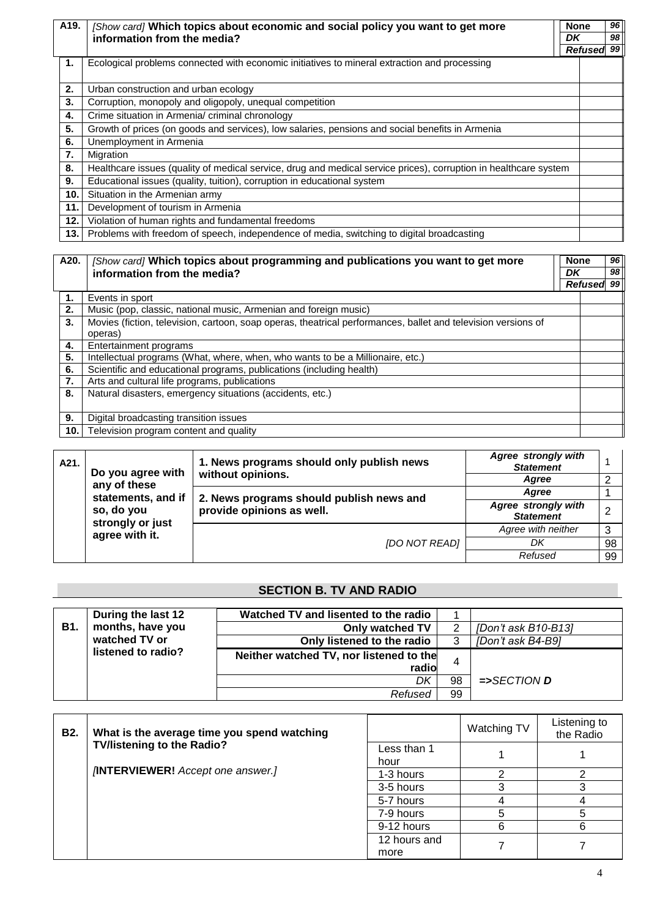| A19. | *[Show card]* **Which topics about economic and social policy you want to get more information from the media?** | **None** 96 / *DK* 98 / *Refused* 99 |
|---|---|---|
| **1.** | Ecological problems connected with economic initiatives to mineral extraction and processing | |
| **2.** | Urban construction and urban ecology | |
| **3.** | Corruption, monopoly and oligopoly, unequal competition | |
| **4.** | Crime situation in Armenia/ criminal chronology | |
| **5.** | Growth of prices (on goods and services), low salaries, pensions and social benefits in Armenia | |
| **6.** | Unemployment in Armenia | |
| **7.** | Migration | |
| **8.** | Healthcare issues (quality of medical service, drug and medical service prices), corruption in healthcare system | |
| **9.** | Educational issues (quality, tuition), corruption in educational system | |
| **10.** | Situation in the Armenian army | |
| **11.** | Development of tourism in Armenia | |
| **12.** | Violation of human rights and fundamental freedoms | |
| **13.** | Problems with freedom of speech, independence of media, switching to digital broadcasting | |

| A20. | *[Show card]* **Which topics about programming and publications you want to get more information from the media?** | **None** 96 / *DK* 98 / *Refused* 99 |
|---|---|---|
| **1.** | Events in sport | |
| **2.** | Music (pop, classic, national music, Armenian and foreign music) | |
| **3.** | Movies (fiction, television, cartoon, soap operas, theatrical performances, ballet and television versions of operas) | |
| **4.** | Entertainment programs | |
| **5.** | Intellectual programs (What, where, when, who wants to be a Millionaire, etc.) | |
| **6.** | Scientific and educational programs, publications (including health) | |
| **7.** | Arts and cultural life programs, publications | |
| **8.** | Natural disasters, emergency situations (accidents, etc.) | |
| **9.** | Digital broadcasting transition issues | |
| **10.** | Television program content and quality | |

| A21. | **Do you agree with any of these statements, and if so, do you strongly or just agree with it.** | | | |
|---|---|---|---|---|
| | | **1. News programs should only publish news without opinions.** | ***Agree strongly with Statement*** | 1 |
| | | | ***Agree*** | 2 |
| | | **2. News programs should publish news and provide opinions as well.** | ***Agree*** | 1 |
| | | | ***Agree strongly with Statement*** | 2 |
| | | | *Agree with neither* | 3 |
| | | *[DO NOT READ]* | *DK* | 98 |
| | | | *Refused* | 99 |

## SECTION B. TV AND RADIO

| B1. | **During the last 12 months, have you watched TV or listened to radio?** | | | |
|---|---|---|---|---|
| | | **Watched TV and lisented to the radio** | 1 | |
| | | **Only watched TV** | 2 | *[Don't ask B10-B13]* |
| | | **Only listened to the radio** | 3 | *[Don't ask B4-B9]* |
| | | **Neither watched TV, nor listened to the radio** | 4 | *=>SECTION* ***D*** |
| | | *DK* | 98 | |
| | | *Refused* | 99 | |

| B2. | **What is the average time you spend watching TV/listening to the Radio?** *[**INTERVIEWER!** Accept one answer.]* | | Watching TV | Listening to the Radio |
|---|---|---|---|---|
| | | Less than 1 hour | 1 | 1 |
| | | 1-3 hours | 2 | 2 |
| | | 3-5 hours | 3 | 3 |
| | | 5-7 hours | 4 | 4 |
| | | 7-9 hours | 5 | 5 |
| | | 9-12 hours | 6 | 6 |
| | | 12 hours and more | 7 | 7 |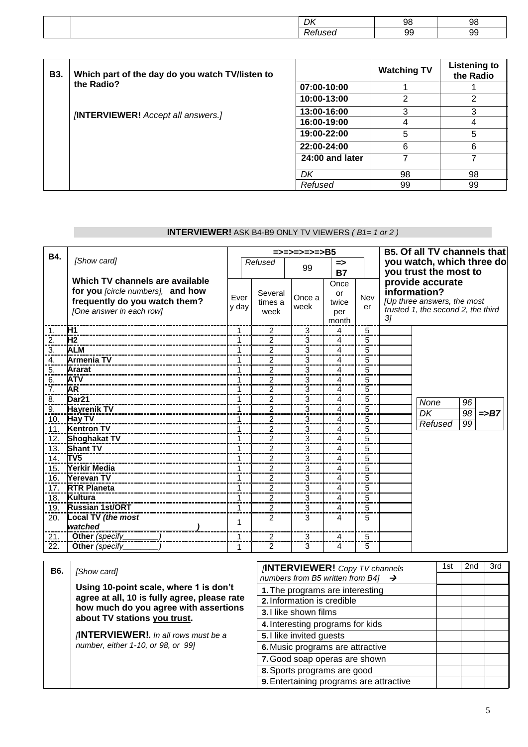| | | | | |
|---|---|---|---|---|
| | | *DK* | 98 | 98 |
| | | *Refused* | 99 | 99 |

| **B3.** | **Which part of the day do you watch TV/listen to the Radio?** *[INTERVIEWER! Accept all answers.]* | | **Watching TV** | **Listening to the Radio** |
|---|---|---|---|---|
| | | **07:00-10:00** | 1 | 1 |
| | | **10:00-13:00** | 2 | 2 |
| | | **13:00-16:00** | 3 | 3 |
| | | **16:00-19:00** | 4 | 4 |
| | | **19:00-22:00** | 5 | 5 |
| | | **22:00-24:00** | 6 | 6 |
| | | **24:00 and later** | 7 | 7 |
| | | *DK* | 98 | 98 |
| | | *Refused* | 99 | 99 |

**INTERVIEWER!** ASK B4-B9 ONLY TV VIEWERS *( B1= 1 or 2 )*

| **B4.** | *[Show card]* **Which TV channels are available for you** *[circle numbers]*, **and how frequently do you watch them?** *[One answer in each row]* | **=>=>=>=>=>B5** | | | | | **B5. Of all TV channels that you watch, which three do you trust the most to provide accurate information?** *[Up three answers, the most trusted 1, the second 2, the third 3]* |
|---|---|---|---|---|---|---|---|
| | | *Refused* | | 99 | **=> B7** | | |
| | | Every day | Several times a week | Once a week | Once or twice per month | Never | |
| 1. | **H1** | 1 | 2 | 3 | 4 | 5 | |
| 2. | **H2** | 1 | 2 | 3 | 4 | 5 | |
| 3. | **ALM** | 1 | 2 | 3 | 4 | 5 | |
| 4. | **Armenia TV** | 1 | 2 | 3 | 4 | 5 | |
| 5. | **Ararat** | 1 | 2 | 3 | 4 | 5 | |
| 6. | **ATV** | 1 | 2 | 3 | 4 | 5 | |
| 7. | **AR** | 1 | 2 | 3 | 4 | 5 | |
| 8. | **Dar21** | 1 | 2 | 3 | 4 | 5 | *None* 96 |
| 9. | **Hayrenik TV** | 1 | 2 | 3 | 4 | 5 | *DK* 98 **=>B7** |
| 10. | **Hay TV** | 1 | 2 | 3 | 4 | 5 | *Refused* 99 |
| 11. | **Kentron TV** | 1 | 2 | 3 | 4 | 5 | |
| 12. | **Shoghakat TV** | 1 | 2 | 3 | 4 | 5 | |
| 13. | **Shant TV** | 1 | 2 | 3 | 4 | 5 | |
| 14. | **TV5** | 1 | 2 | 3 | 4 | 5 | |
| 15. | **Yerkir Media** | 1 | 2 | 3 | 4 | 5 | |
| 16. | **Yerevan TV** | 1 | 2 | 3 | 4 | 5 | |
| 17. | **RTR Planeta** | 1 | 2 | 3 | 4 | 5 | |
| 18. | **Kultura** | 1 | 2 | 3 | 4 | 5 | |
| 19. | **Russian 1st/ORT** | 1 | 2 | 3 | 4 | 5 | |
| 20. | **Local TV** ***(the most watched________________________)*** | 1 | 2 | 3 | 4 | 5 | |
| 21. | **Other** *(specify_________)* | 1 | 2 | 3 | 4 | 5 | |
| 22. | **Other** *(specify_________)* | 1 | 2 | 3 | 4 | 5 | |

| **B6.** | *[Show card]* **Using 10-point scale, where 1 is don't agree at all, 10 is fully agree, please rate how much do you agree with assertions about TV stations <u>you trust</u>.** *[INTERVIEWER!. In all rows must be a number, either 1-10, or 98, or 99]* | *[INTERVIEWER! Copy TV channels numbers from B5 written from B4]* → | 1st | 2nd | 3rd |
|---|---|---|---|---|---|
| | | **1.** The programs are interesting | | | |
| | | **2.** Information is credible | | | |
| | | **3.** I like shown films | | | |
| | | **4.** Interesting programs for kids | | | |
| | | **5.** I like invited guests | | | |
| | | **6.** Music programs are attractive | | | |
| | | **7.** Good soap operas are shown | | | |
| | | **8.** Sports programs are good | | | |
| | | **9.** Entertaining programs are attractive | | | |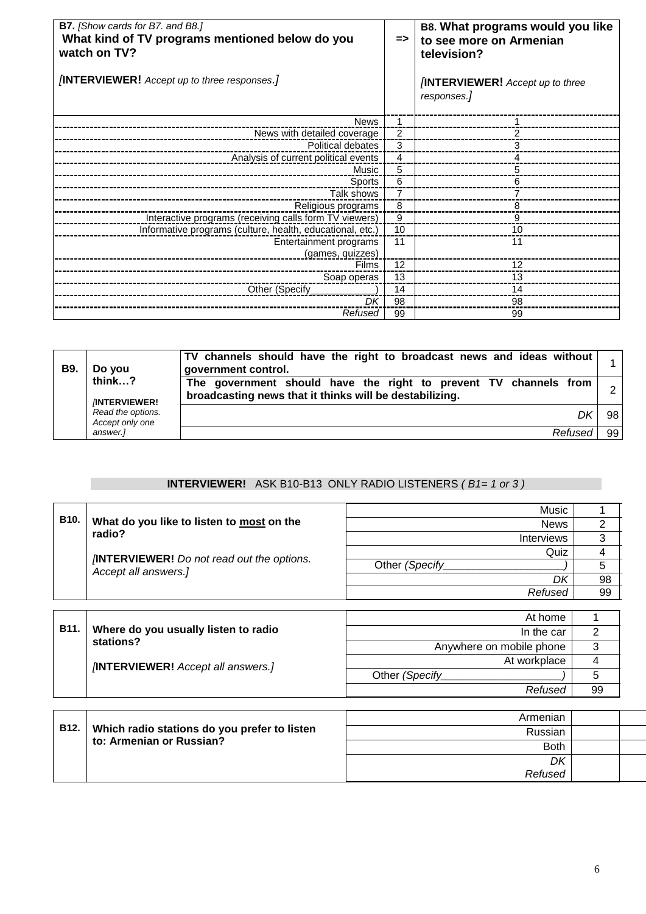| **B7.** *[Show cards for B7. and B8.]* **What kind of TV programs mentioned below do you watch on TV?** *[**INTERVIEWER!** Accept up to three responses.]* | => | **B8. What programs would you like to see more on Armenian television?** *[**INTERVIEWER!** Accept up to three responses.]* |
|---|---|---|
| News | 1 | 1 |
| News with detailed coverage | 2 | 2 |
| Political debates | 3 | 3 |
| Analysis of current political events | 4 | 4 |
| Music | 5 | 5 |
| Sports | 6 | 6 |
| Talk shows | 7 | 7 |
| Religious programs | 8 | 8 |
| Interactive programs (receiving calls form TV viewers) | 9 | 9 |
| Informative programs (culture, health, educational, etc.) | 10 | 10 |
| Entertainment programs (games, quizzes) | 11 | 11 |
| Films | 12 | 12 |
| Soap operas | 13 | 13 |
| Other (Specify_____________) | 14 | 14 |
| *DK* | 98 | 98 |
| *Refused* | 99 | 99 |

| **B9.** | **Do you think…?** *[**INTERVIEWER!** Read the options. Accept only one answer.]* | | |
|---|---|---|---|
| | | **TV channels should have the right to broadcast news and ideas without government control.** | 1 |
| | | **The government should have the right to prevent TV channels from broadcasting news that it thinks will be destabilizing.** | 2 |
| | | *DK* | 98 |
| | | *Refused* | 99 |

**INTERVIEWER!** ASK B10-B13 ONLY RADIO LISTENERS *( B1= 1 or 3 )*

| **B10.** | **What do you like to listen to most on the radio?** *[**INTERVIEWER!** Do not read out the options. Accept all answers.]* | | |
|---|---|---|---|
| | | Music | 1 |
| | | News | 2 |
| | | Interviews | 3 |
| | | Quiz | 4 |
| | | Other *(Specify___________________)* | 5 |
| | | *DK* | 98 |
| | | *Refused* | 99 |

| **B11.** | **Where do you usually listen to radio stations?** *[**INTERVIEWER!** Accept all answers.]* | | |
|---|---|---|---|
| | | At home | 1 |
| | | In the car | 2 |
| | | Anywhere on mobile phone | 3 |
| | | At workplace | 4 |
| | | Other *(Specify___________________)* | 5 |
| | | *Refused* | 99 |

| **B12.** | **Which radio stations do you prefer to listen to: Armenian or Russian?** | | |
|---|---|---|---|
| | | Armenian | |
| | | Russian | |
| | | Both | |
| | | *DK* | |
| | | *Refused* | |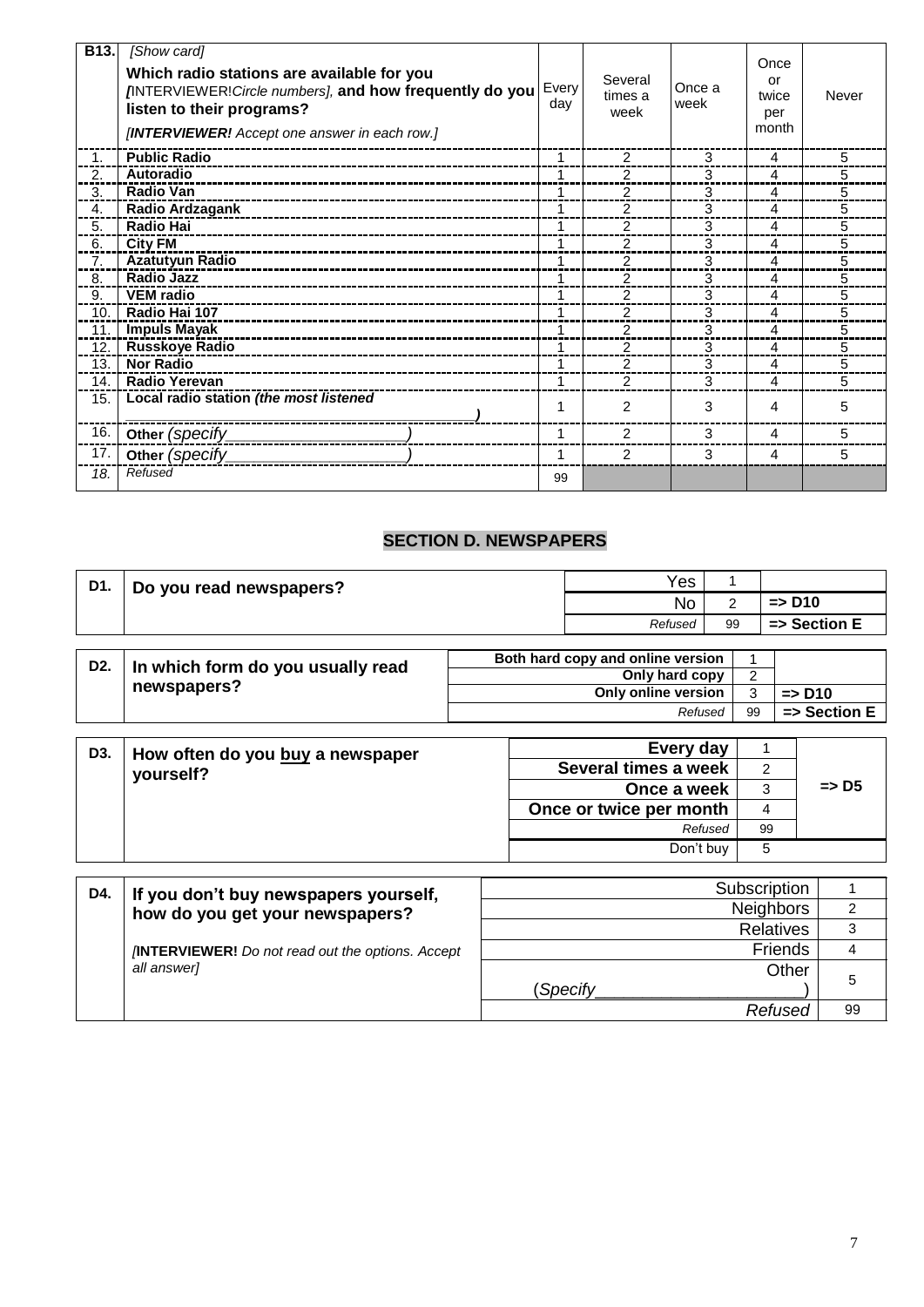| B13. | *[Show card]* **Which radio stations are available for you** *[INTERVIEWER!Circle numbers]*, **and how frequently do you listen to their programs?** *[**INTERVIEWER!** Accept one answer in each row.]* | Every day | Several times a week | Once a week | Once or twice per month | Never |
|---|---|---|---|---|---|---|
| 1. | **Public Radio** | 1 | 2 | 3 | 4 | 5 |
| 2. | **Autoradio** | 1 | 2 | 3 | 4 | 5 |
| 3. | **Radio Van** | 1 | 2 | 3 | 4 | 5 |
| 4. | **Radio Ardzagank** | 1 | 2 | 3 | 4 | 5 |
| 5. | **Radio Hai** | 1 | 2 | 3 | 4 | 5 |
| 6. | **City FM** | 1 | 2 | 3 | 4 | 5 |
| 7. | **Azatutyun Radio** | 1 | 2 | 3 | 4 | 5 |
| 8. | **Radio Jazz** | 1 | 2 | 3 | 4 | 5 |
| 9. | **VEM radio** | 1 | 2 | 3 | 4 | 5 |
| 10. | **Radio Hai 107** | 1 | 2 | 3 | 4 | 5 |
| 11. | **Impuls Mayak** | 1 | 2 | 3 | 4 | 5 |
| 12. | **Russkoye Radio** | 1 | 2 | 3 | 4 | 5 |
| 13. | **Nor Radio** | 1 | 2 | 3 | 4 | 5 |
| 14. | **Radio Yerevan** | 1 | 2 | 3 | 4 | 5 |
| 15. | **Local radio station** ***(the most listened ___________________________________)*** | 1 | 2 | 3 | 4 | 5 |
| 16. | **Other** *(specify_____________________)* | 1 | 2 | 3 | 4 | 5 |
| 17. | **Other** *(specify_____________________)* | 1 | 2 | 3 | 4 | 5 |
| *18.* | *Refused* | 99 | | | | |

## SECTION D. NEWSPAPERS

| D1. | **Do you read newspapers?** | Yes | 1 | |
|---|---|---|---|---|
| | | No | 2 | => D10 |
| | | *Refused* | 99 | => Section E |

| D2. | **In which form do you usually read newspapers?** | Both hard copy and online version | 1 | |
|---|---|---|---|---|
| | | Only hard copy | 2 | |
| | | Only online version | 3 | => D10 |
| | | *Refused* | 99 | => Section E |

| D3. | **How often do you buy a newspaper yourself?** | Every day | 1 | => D5 |
|---|---|---|---|---|
| | | Several times a week | 2 | => D5 |
| | | Once a week | 3 | => D5 |
| | | Once or twice per month | 4 | => D5 |
| | | *Refused* | 99 | => D5 |
| | | Don't buy | 5 | |

| D4. | **If you don't buy newspapers yourself, how do you get your newspapers?** *[**INTERVIEWER!** Do not read out the options. Accept all answer]* | Subscription | 1 |
|---|---|---|---|
| | | Neighbors | 2 |
| | | Relatives | 3 |
| | | Friends | 4 |
| | | Other (*Specify_____________________*) | 5 |
| | | *Refused* | 99 |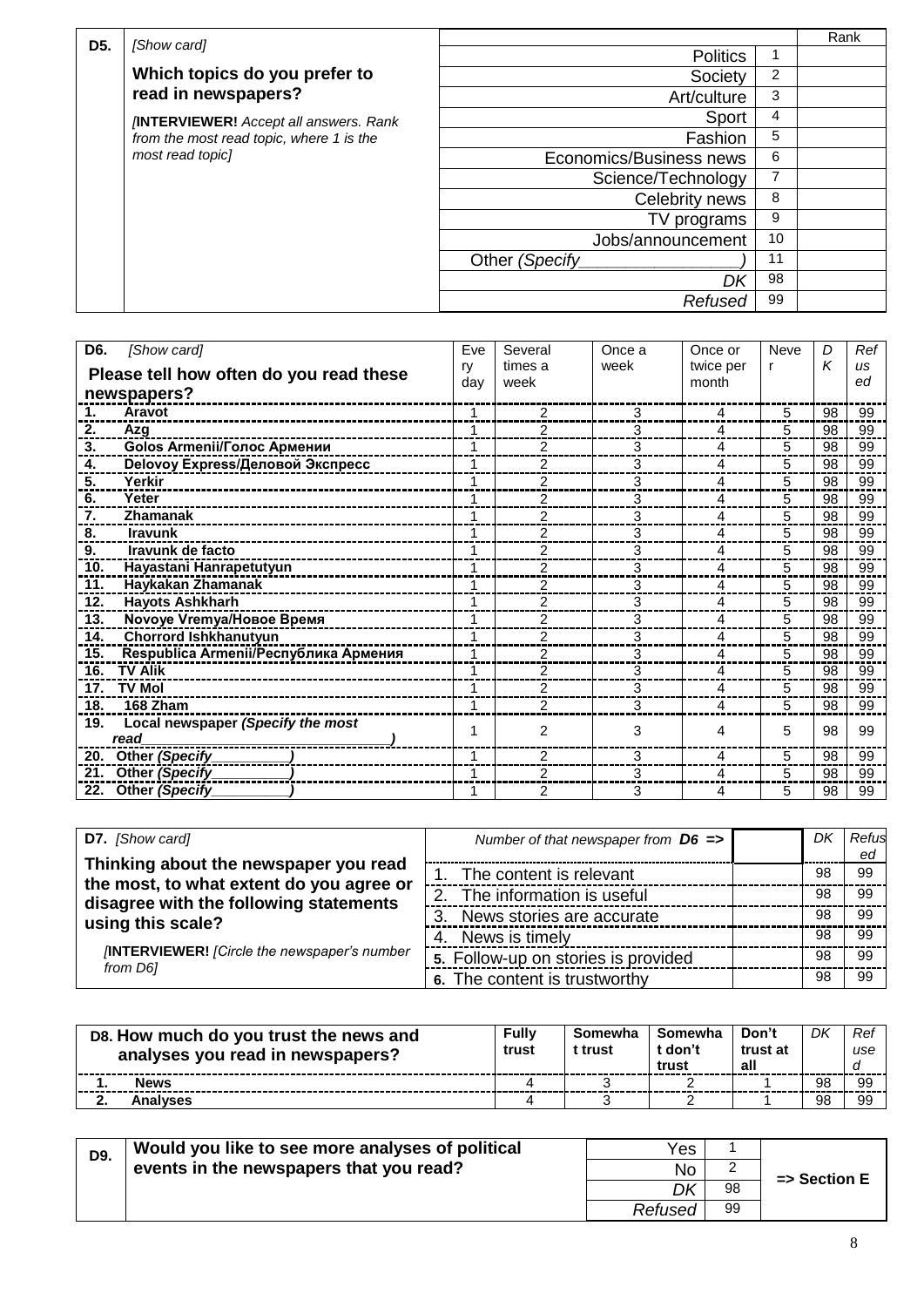**D5.** *[Show card]*

**Which topics do you prefer to read in newspapers?**

*[**INTERVIEWER!** Accept all answers. Rank from the most read topic, where 1 is the most read topic]*

| | | Rank |
|---|---|---|
| Politics | 1 | |
| Society | 2 | |
| Art/culture | 3 | |
| Sport | 4 | |
| Fashion | 5 | |
| Economics/Business news | 6 | |
| Science/Technology | 7 | |
| Celebrity news | 8 | |
| TV programs | 9 | |
| Jobs/announcement | 10 | |
| Other *(Specify________________)* | 11 | |
| *DK* | 98 | |
| *Refused* | 99 | |

**D6.** *[Show card]*

**Please tell how often do you read these newspapers?**

| | Every day | Several times a week | Once a week | Once or twice per month | Never | DK | Refused |
|---|---|---|---|---|---|---|---|
| **1. Aravot** | 1 | 2 | 3 | 4 | 5 | 98 | 99 |
| **2. Azg** | 1 | 2 | 3 | 4 | 5 | 98 | 99 |
| **3. Golos Armenii/Голос Армении** | 1 | 2 | 3 | 4 | 5 | 98 | 99 |
| **4. Delovoy Express/Деловой Экспресс** | 1 | 2 | 3 | 4 | 5 | 98 | 99 |
| **5. Yerkir** | 1 | 2 | 3 | 4 | 5 | 98 | 99 |
| **6. Yeter** | 1 | 2 | 3 | 4 | 5 | 98 | 99 |
| **7. Zhamanak** | 1 | 2 | 3 | 4 | 5 | 98 | 99 |
| **8. Iravunk** | 1 | 2 | 3 | 4 | 5 | 98 | 99 |
| **9. Iravunk de facto** | 1 | 2 | 3 | 4 | 5 | 98 | 99 |
| **10. Hayastani Hanrapetutyun** | 1 | 2 | 3 | 4 | 5 | 98 | 99 |
| **11. Haykakan Zhamanak** | 1 | 2 | 3 | 4 | 5 | 98 | 99 |
| **12. Hayots Ashkharh** | 1 | 2 | 3 | 4 | 5 | 98 | 99 |
| **13. Novoye Vremya/Новое Время** | 1 | 2 | 3 | 4 | 5 | 98 | 99 |
| **14. Chorrord Ishkhanutyun** | 1 | 2 | 3 | 4 | 5 | 98 | 99 |
| **15. Respublica Armenii/Республика Армения** | 1 | 2 | 3 | 4 | 5 | 98 | 99 |
| **16. TV Alik** | 1 | 2 | 3 | 4 | 5 | 98 | 99 |
| **17. TV Mol** | 1 | 2 | 3 | 4 | 5 | 98 | 99 |
| **18. 168 Zham** | 1 | 2 | 3 | 4 | 5 | 98 | 99 |
| **19. Local newspaper *(Specify the most read________________________________)*** | 1 | 2 | 3 | 4 | 5 | 98 | 99 |
| **20. Other *(Specify__________)*** | 1 | 2 | 3 | 4 | 5 | 98 | 99 |
| **21. Other *(Specify__________)*** | 1 | 2 | 3 | 4 | 5 | 98 | 99 |
| **22. Other *(Specify__________)*** | 1 | 2 | 3 | 4 | 5 | 98 | 99 |

**D7.** *[Show card]*

**Thinking about the newspaper you read the most, to what extent do you agree or disagree with the following statements using this scale?**

*[**INTERVIEWER!** [Circle the newspaper's number from D6]*

| *Number of that newspaper from* ***D6 =>*** | | DK | Refused |
|---|---|---|---|
| 1. The content is relevant | | 98 | 99 |
| 2. The information is useful | | 98 | 99 |
| 3. News stories are accurate | | 98 | 99 |
| 4. News is timely | | 98 | 99 |
| 5. Follow-up on stories is provided | | 98 | 99 |
| 6. The content is trustworthy | | 98 | 99 |

| **D8. How much do you trust the news and analyses you read in newspapers?** | Fully trust | Somewhat trust | Somewhat don't trust | Don't trust at all | DK | Refused |
|---|---|---|---|---|---|---|
| **1. News** | 4 | 3 | 2 | 1 | 98 | 99 |
| **2. Analyses** | 4 | 3 | 2 | 1 | 98 | 99 |

**D9. Would you like to see more analyses of political events in the newspapers that you read?**

| | | |
|---|---|---|
| Yes | 1 | |
| No | 2 | **=> Section E** |
| *DK* | 98 | **=> Section E** |
| *Refused* | 99 | **=> Section E** |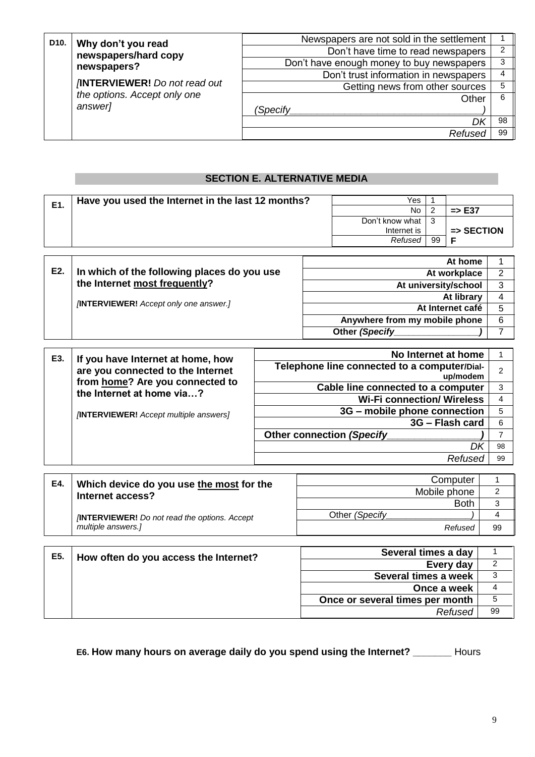| D10. | **Why don't you read newspapers/hard copy newspapers?** *[**INTERVIEWER!** Do not read out the options. Accept only one answer]* | Newspapers are not sold in the settlement | 1 |
|---|---|---|---|
| | | Don't have time to read newspapers | 2 |
| | | Don't have enough money to buy newspapers | 3 |
| | | Don't trust information in newspapers | 4 |
| | | Getting news from other sources | 5 |
| | | Other *(Specify__________________________________)* | 6 |
| | | *DK* | 98 |
| | | *Refused* | 99 |

## SECTION E. ALTERNATIVE MEDIA

| E1. | **Have you used the Internet in the last 12 months?** | Yes | 1 | |
|---|---|---|---|---|
| | | No | 2 | **=> E37** |
| | | Don't know what Internet is | 3 | **=> SECTION F** |
| | | *Refused* | 99 | |

| E2. | **In which of the following places do you use the Internet most frequently?** *[**INTERVIEWER!** Accept only one answer.]* | **At home** | 1 |
|---|---|---|---|
| | | **At workplace** | 2 |
| | | **At university/school** | 3 |
| | | **At library** | 4 |
| | | **At Internet café** | 5 |
| | | **Anywhere from my mobile phone** | 6 |
| | | **Other *(Specify________________)*** | 7 |

| E3. | **If you have Internet at home, how are you connected to the Internet from home? Are you connected to the Internet at home via…?** *[**INTERVIEWER!** Accept multiple answers]* | **No Internet at home** | 1 |
|---|---|---|---|
| | | **Telephone line connected to a computer/Dial-up/modem** | 2 |
| | | **Cable line connected to a computer** | 3 |
| | | **Wi-Fi connection/ Wireless** | 4 |
| | | **3G – mobile phone connection** | 5 |
| | | **3G – Flash card** | 6 |
| | | **Other connection *(Specify________________)*** | 7 |
| | | *DK* | 98 |
| | | *Refused* | 99 |

| E4. | **Which device do you use the most for the Internet access?** *[**INTERVIEWER!** Do not read the options. Accept multiple answers.]* | Computer | 1 |
|---|---|---|---|
| | | Mobile phone | 2 |
| | | Both | 3 |
| | | Other *(Specify________________)* | 4 |
| | | *Refused* | 99 |

| E5. | **How often do you access the Internet?** | **Several times a day** | 1 |
|---|---|---|---|
| | | **Every day** | 2 |
| | | **Several times a week** | 3 |
| | | **Once a week** | 4 |
| | | **Once or several times per month** | 5 |
| | | *Refused* | 99 |

**E6. How many hours on average daily do you spend using the Internet?** _______ Hours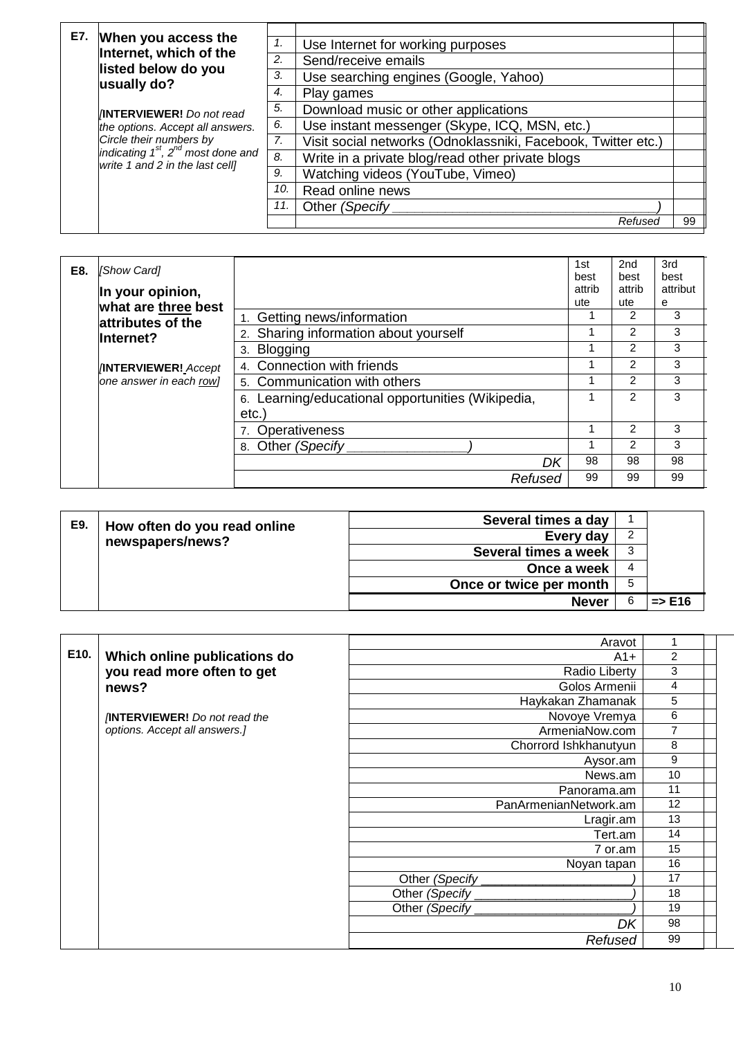| E7. | **When you access the Internet, which of the listed below do you usually do?** *[***INTERVIEWER!** *Do not read the options. Accept all answers. Circle their numbers by indicating 1st, 2nd most done and write 1 and 2 in the last cell]* | | | |
|---|---|---|---|---|
| | | *1.* | Use Internet for working purposes | |
| | | *2.* | Send/receive emails | |
| | | *3.* | Use searching engines (Google, Yahoo) | |
| | | *4.* | Play games | |
| | | *5.* | Download music or other applications | |
| | | *6.* | Use instant messenger (Skype, ICQ, MSN, etc.) | |
| | | *7.* | Visit social networks (Odnoklassniki, Facebook, Twitter etc.) | |
| | | *8.* | Write in a private blog/read other private blogs | |
| | | *9.* | Watching videos (YouTube, Vimeo) | |
| | | *10.* | Read online news | |
| | | *11.* | Other *(Specify ___________________________________)* | |
| | | | *Refused* | 99 |

| E8. | *[Show Card]* **In your opinion, what are three best attributes of the Internet?** *[***INTERVIEWER!** *Accept one answer in each row]* | | 1st best attribute | 2nd best attribute | 3rd best attribute |
|---|---|---|---|---|---|
| | | 1. Getting news/information | 1 | 2 | 3 |
| | | 2. Sharing information about yourself | 1 | 2 | 3 |
| | | 3. Blogging | 1 | 2 | 3 |
| | | 4. Connection with friends | 1 | 2 | 3 |
| | | 5. Communication with others | 1 | 2 | 3 |
| | | 6. Learning/educational opportunities (Wikipedia, etc.) | 1 | 2 | 3 |
| | | 7. Operativeness | 1 | 2 | 3 |
| | | 8. Other *(Specify ________________)* | 1 | 2 | 3 |
| | | *DK* | 98 | 98 | 98 |
| | | *Refused* | 99 | 99 | 99 |

| E9. | **How often do you read online newspapers/news?** | | | |
|---|---|---|---|---|
| | | **Several times a day** | 1 | |
| | | **Every day** | 2 | |
| | | **Several times a week** | 3 | |
| | | **Once a week** | 4 | |
| | | **Once or twice per month** | 5 | |
| | | **Never** | 6 | **=> E16** |

| E10. | **Which online publications do you read more often to get news?** *[***INTERVIEWER!** *Do not read the options. Accept all answers.]* | | | |
|---|---|---|---|---|
| | | Aravot | 1 | |
| | | A1+ | 2 | |
| | | Radio Liberty | 3 | |
| | | Golos Armenii | 4 | |
| | | Haykakan Zhamanak | 5 | |
| | | Novoye Vremya | 6 | |
| | | ArmeniaNow.com | 7 | |
| | | Chorrord Ishkhanutyun | 8 | |
| | | Aysor.am | 9 | |
| | | News.am | 10 | |
| | | Panorama.am | 11 | |
| | | PanArmenianNetwork.am | 12 | |
| | | Lragir.am | 13 | |
| | | Tert.am | 14 | |
| | | 7 or.am | 15 | |
| | | Noyan tapan | 16 | |
| | | Other *(Specify _____________________)* | 17 | |
| | | Other *(Specify ______________________)* | 18 | |
| | | Other *(Specify ______________________)* | 19 | |
| | | *DK* | 98 | |
| | | *Refused* | 99 | |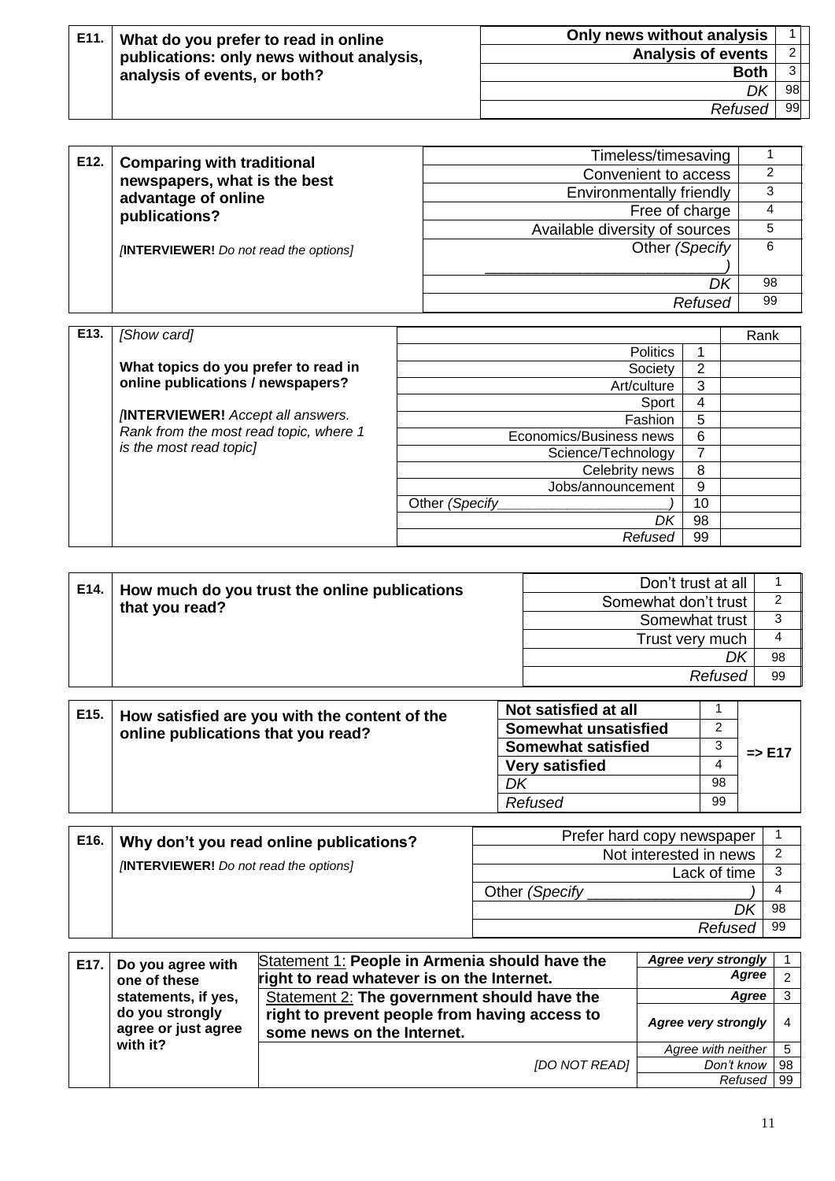| E11. | **What do you prefer to read in online publications: only news without analysis, analysis of events, or both?** | **Only news without analysis** | 1 |
|---|---|---|---|
| | | **Analysis of events** | 2 |
| | | **Both** | 3 |
| | | *DK* | 98 |
| | | *Refused* | 99 |

| E12. | **Comparing with traditional newspapers, what is the best advantage of online publications?** [**INTERVIEWER!** *Do not read the options]* | Timeless/timesaving | 1 |
|---|---|---|---|
| | | Convenient to access | 2 |
| | | Environmentally friendly | 3 |
| | | Free of charge | 4 |
| | | Available diversity of sources | 5 |
| | | Other *(Specify ____________________________)* | 6 |
| | | *DK* | 98 |
| | | *Refused* | 99 |

| E13. | *[Show card]* **What topics do you prefer to read in online publications / newspapers?** *[***INTERVIEWER!** *Accept all answers. Rank from the most read topic, where 1 is the most read topic]* | | | Rank |
|---|---|---|---|---|
| | | Politics | 1 | |
| | | Society | 2 | |
| | | Art/culture | 3 | |
| | | Sport | 4 | |
| | | Fashion | 5 | |
| | | Economics/Business news | 6 | |
| | | Science/Technology | 7 | |
| | | Celebrity news | 8 | |
| | | Jobs/announcement | 9 | |
| | | Other *(Specify______________________)* | 10 | |
| | | *DK* | 98 | |
| | | *Refused* | 99 | |

| E14. | **How much do you trust the online publications that you read?** | Don't trust at all | 1 |
|---|---|---|---|
| | | Somewhat don't trust | 2 |
| | | Somewhat trust | 3 |
| | | Trust very much | 4 |
| | | *DK* | 98 |
| | | *Refused* | 99 |

| E15. | **How satisfied are you with the content of the online publications that you read?** | **Not satisfied at all** | 1 | **=> E17** |
|---|---|---|---|---|
| | | **Somewhat unsatisfied** | 2 | |
| | | **Somewhat satisfied** | 3 | |
| | | **Very satisfied** | 4 | |
| | | *DK* | 98 | |
| | | *Refused* | 99 | |

| E16. | **Why don't you read online publications?** [**INTERVIEWER!** *Do not read the options]* | Prefer hard copy newspaper | 1 |
|---|---|---|---|
| | | Not interested in news | 2 |
| | | Lack of time | 3 |
| | | Other *(Specify __________________)* | 4 |
| | | *DK* | 98 |
| | | *Refused* | 99 |

| E17. | **Do you agree with one of these statements, if yes, do you strongly agree or just agree with it?** | Statement 1: **People in Armenia should have the right to read whatever is on the Internet.** | ***Agree very strongly*** | 1 |
|---|---|---|---|---|
| | | | ***Agree*** | 2 |
| | | Statement 2: **The government should have the right to prevent people from having access to some news on the Internet.** | ***Agree*** | 3 |
| | | | ***Agree very strongly*** | 4 |
| | | *[DO NOT READ]* | *Agree with neither* | 5 |
| | | | *Don't know* | 98 |
| | | | *Refused* | 99 |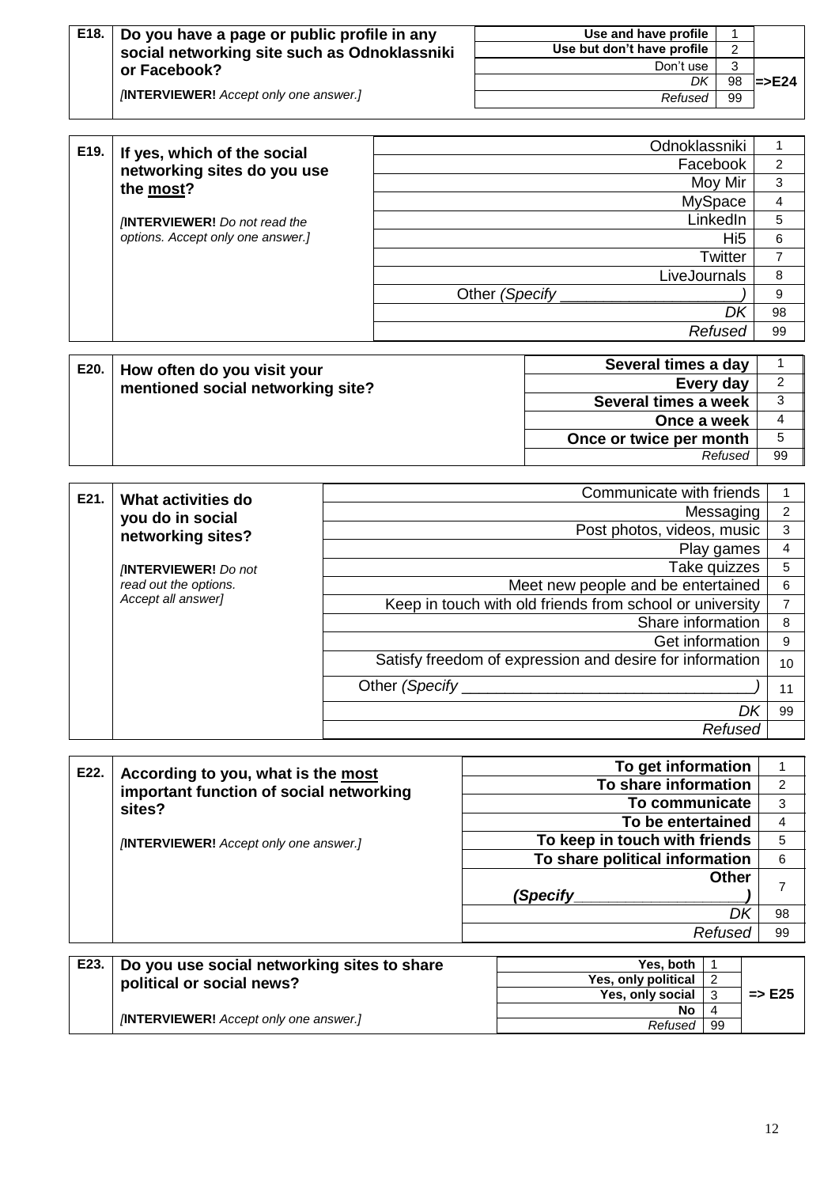| E18. | **Do you have a page or public profile in any social networking site such as Odnoklassniki or Facebook?**<br><br>*[**INTERVIEWER!** Accept only one answer.]* | **Use and have profile** | 1 | |
|---|---|---|---|---|
| | | **Use but don't have profile** | 2 | |
| | | Don't use | 3 | =>E24 |
| | | *DK* | 98 | |
| | | *Refused* | 99 | |

| E19. | **If yes, which of the social networking sites do you use the <u>most</u>?**<br><br>*[**INTERVIEWER!** Do not read the options. Accept only one answer.]* | Odnoklassniki | 1 |
|---|---|---|---|
| | | Facebook | 2 |
| | | Moy Mir | 3 |
| | | MySpace | 4 |
| | | LinkedIn | 5 |
| | | Hi5 | 6 |
| | | Twitter | 7 |
| | | LiveJournals | 8 |
| | | Other *(Specify ____________________)* | 9 |
| | | *DK* | 98 |
| | | *Refused* | 99 |

| E20. | **How often do you visit your mentioned social networking site?** | **Several times a day** | 1 |
|---|---|---|---|
| | | **Every day** | 2 |
| | | **Several times a week** | 3 |
| | | **Once a week** | 4 |
| | | **Once or twice per month** | 5 |
| | | *Refused* | 99 |

| E21. | **What activities do you do in social networking sites?**<br><br>*[**INTERVIEWER!** Do not read out the options. Accept all answer]* | Communicate with friends | 1 |
|---|---|---|---|
| | | Messaging | 2 |
| | | Post photos, videos, music | 3 |
| | | Play games | 4 |
| | | Take quizzes | 5 |
| | | Meet new people and be entertained | 6 |
| | | Keep in touch with old friends from school or university | 7 |
| | | Share information | 8 |
| | | Get information | 9 |
| | | Satisfy freedom of expression and desire for information | 10 |
| | | Other *(Specify ________________________________)* | 11 |
| | | *DK* | 99 |
| | | *Refused* | |

| E22. | **According to you, what is the <u>most</u> important function of social networking sites?**<br><br>*[**INTERVIEWER!** Accept only one answer.]* | **To get information** | 1 |
|---|---|---|---|
| | | **To share information** | 2 |
| | | **To communicate** | 3 |
| | | **To be entertained** | 4 |
| | | **To keep in touch with friends** | 5 |
| | | **To share political information** | 6 |
| | | **Other *(Specify__________________)*** | 7 |
| | | *DK* | 98 |
| | | *Refused* | 99 |

| E23. | **Do you use social networking sites to share political or social news?**<br><br>*[**INTERVIEWER!** Accept only one answer.]* | **Yes, both** | 1 | |
|---|---|---|---|---|
| | | **Yes, only political** | 2 | |
| | | **Yes, only social** | 3 | => E25 |
| | | **No** | 4 | |
| | | *Refused* | 99 | |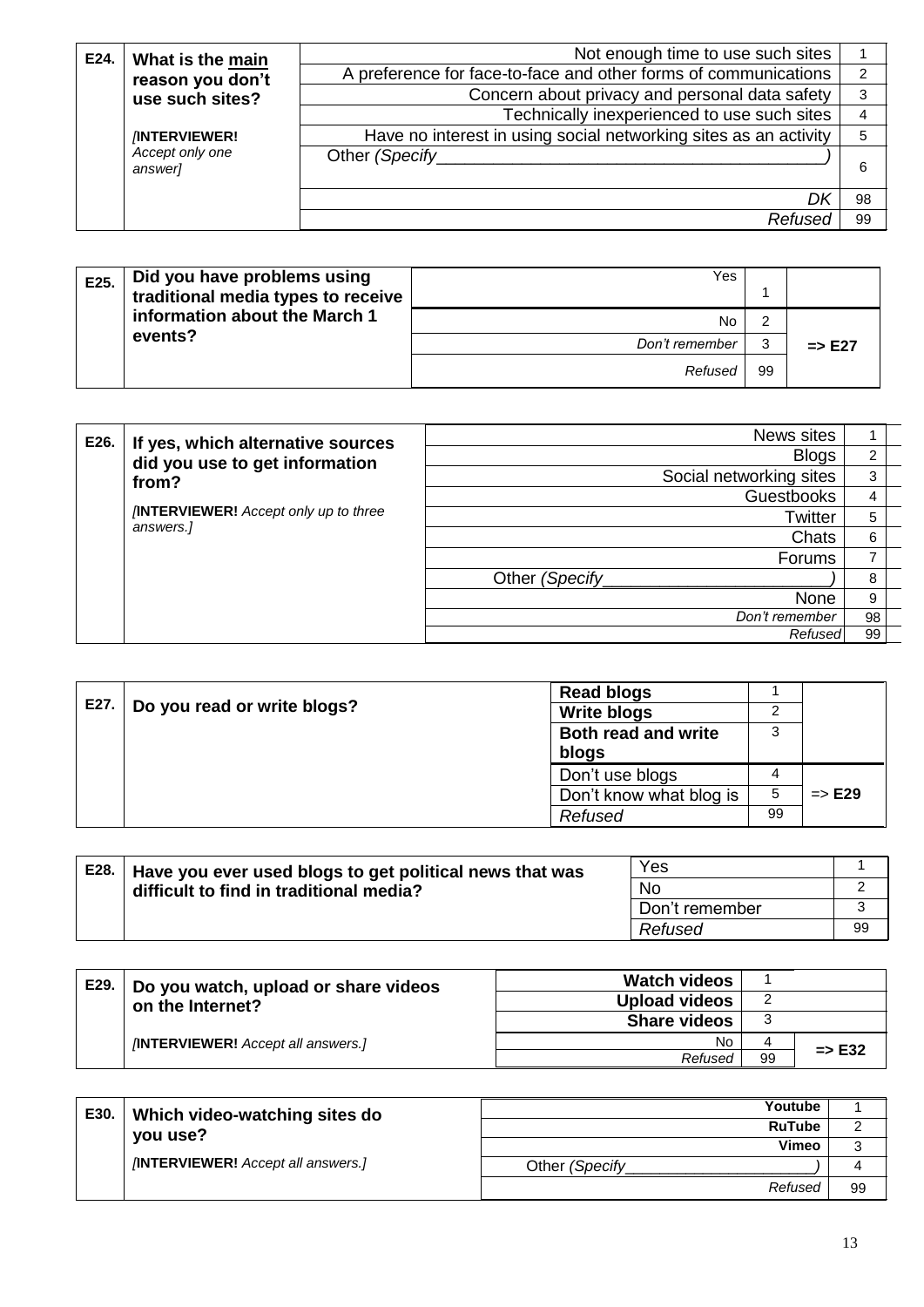| | | | |
|---|---|---|---|
| **E24.** | **What is the main reason you don't use such sites?**<br><br>*[***INTERVIEWER!*** Accept only one answer]* | Not enough time to use such sites | 1 |
| | | A preference for face-to-face and other forms of communications | 2 |
| | | Concern about privacy and personal data safety | 3 |
| | | Technically inexperienced to use such sites | 4 |
| | | Have no interest in using social networking sites as an activity | 5 |
| | | Other *(Specify________________________________________)* | 6 |
| | | *DK* | 98 |
| | | *Refused* | 99 |

| | | | | |
|---|---|---|---|---|
| **E25.** | **Did you have problems using traditional media types to receive information about the March 1 events?** | Yes | 1 | |
| | | No | 2 | => E27 |
| | | *Don't remember* | 3 | |
| | | *Refused* | 99 | |

| | | | |
|---|---|---|---|
| **E26.** | **If yes, which alternative sources did you use to get information from?**<br><br>*[***INTERVIEWER!*** Accept only up to three answers.]* | News sites | 1 |
| | | Blogs | 2 |
| | | Social networking sites | 3 |
| | | Guestbooks | 4 |
| | | Twitter | 5 |
| | | Chats | 6 |
| | | Forums | 7 |
| | | Other *(Specify________________________)* | 8 |
| | | None | 9 |
| | | *Don't remember* | 98 |
| | | *Refused* | 99 |

| | | | | |
|---|---|---|---|---|
| **E27.** | **Do you read or write blogs?** | **Read blogs** | 1 | |
| | | **Write blogs** | 2 | |
| | | **Both read and write blogs** | 3 | |
| | | Don't use blogs | 4 | => **E29** |
| | | Don't know what blog is | 5 | |
| | | *Refused* | 99 | |

| | | | |
|---|---|---|---|
| **E28.** | **Have you ever used blogs to get political news that was difficult to find in traditional media?** | Yes | 1 |
| | | No | 2 |
| | | Don't remember | 3 |
| | | *Refused* | 99 |

| | | | | |
|---|---|---|---|---|
| **E29.** | **Do you watch, upload or share videos on the Internet?**<br><br>*[***INTERVIEWER!*** Accept all answers.]* | **Watch videos** | 1 | |
| | | **Upload videos** | 2 | |
| | | **Share videos** | 3 | |
| | | No | 4 | => E32 |
| | | *Refused* | 99 | |

| | | | |
|---|---|---|---|
| **E30.** | **Which video-watching sites do you use?**<br><br>*[***INTERVIEWER!*** Accept all answers.]* | **Youtube** | 1 |
| | | **RuTube** | 2 |
| | | **Vimeo** | 3 |
| | | Other *(Specify______________________)* | 4 |
| | | *Refused* | 99 |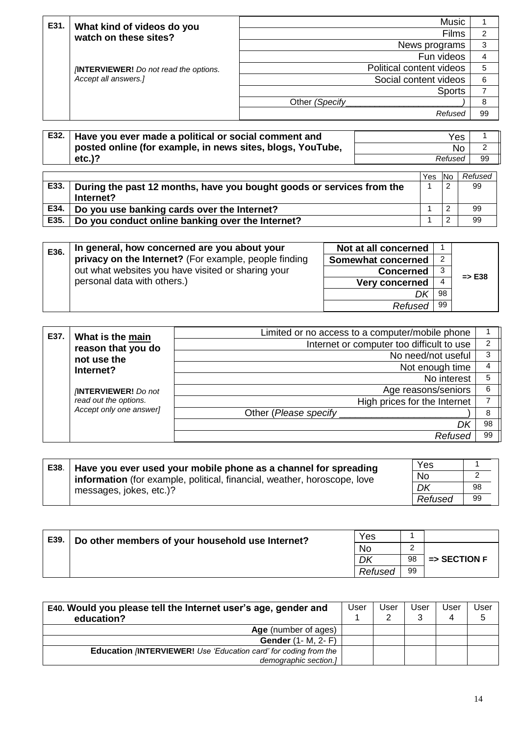| E31. | **What kind of videos do you watch on these sites?** <br><br> *[**INTERVIEWER!** Do not read the options. Accept all answers.]* | | |
|---|---|---|---|
| | | Music | 1 |
| | | Films | 2 |
| | | News programs | 3 |
| | | Fun videos | 4 |
| | | Political content videos | 5 |
| | | Social content videos | 6 |
| | | Sports | 7 |
| | | Other *(Specify_______________________)* | 8 |
| | | *Refused* | 99 |

| E32. | **Have you ever made a political or social comment and posted online (for example, in news sites, blogs, YouTube, etc.)?** | | |
|---|---|---|---|
| | | Yes | 1 |
| | | No | 2 |
| | | *Refused* | 99 |

| | | Yes | No | *Refused* |
|---|---|---|---|---|
| E33. | **During the past 12 months, have you bought goods or services from the Internet?** | 1 | 2 | 99 |
| E34. | **Do you use banking cards over the Internet?** | 1 | 2 | 99 |
| E35. | **Do you conduct online banking over the Internet?** | 1 | 2 | 99 |

| E36. | **In general, how concerned are you about your privacy on the Internet?** (For example, people finding out what websites you have visited or sharing your personal data with others.) | | | |
|---|---|---|---|---|
| | | **Not at all concerned** | 1 | => E38 |
| | | **Somewhat concerned** | 2 | |
| | | **Concerned** | 3 | |
| | | **Very concerned** | 4 | |
| | | *DK* | 98 | |
| | | *Refused* | 99 | |

| E37. | **What is the main reason that you do not use the Internet?** <br><br> *[**INTERVIEWER!** Do not read out the options. Accept only one answer]* | | |
|---|---|---|---|
| | | Limited or no access to a computer/mobile phone | 1 |
| | | Internet or computer too difficult to use | 2 |
| | | No need/not useful | 3 |
| | | Not enough time | 4 |
| | | No interest | 5 |
| | | Age reasons/seniors | 6 |
| | | High prices for the Internet | 7 |
| | | Other (*Please specify* _______________________) | 8 |
| | | *DK* | 98 |
| | | *Refused* | 99 |

| E38. | **Have you ever used your mobile phone as a channel for spreading information** (for example, political, financial, weather, horoscope, love messages, jokes, etc.)? | | |
|---|---|---|---|
| | | Yes | 1 |
| | | No | 2 |
| | | *DK* | 98 |
| | | *Refused* | 99 |

| E39. | **Do other members of your household use Internet?** | | | |
|---|---|---|---|---|
| | | Yes | 1 | |
| | | No | 2 | => **SECTION F** |
| | | *DK* | 98 | |
| | | *Refused* | 99 | |

| **E40. Would you please tell the Internet user's age, gender and education?** | User 1 | User 2 | User 3 | User 4 | User 5 |
|---|---|---|---|---|---|
| **Age** (number of ages) | | | | | |
| **Gender** (1- M, 2- F) | | | | | |
| **Education** *[**INTERVIEWER!** Use 'Education card' for coding from the demographic section.]* | | | | | |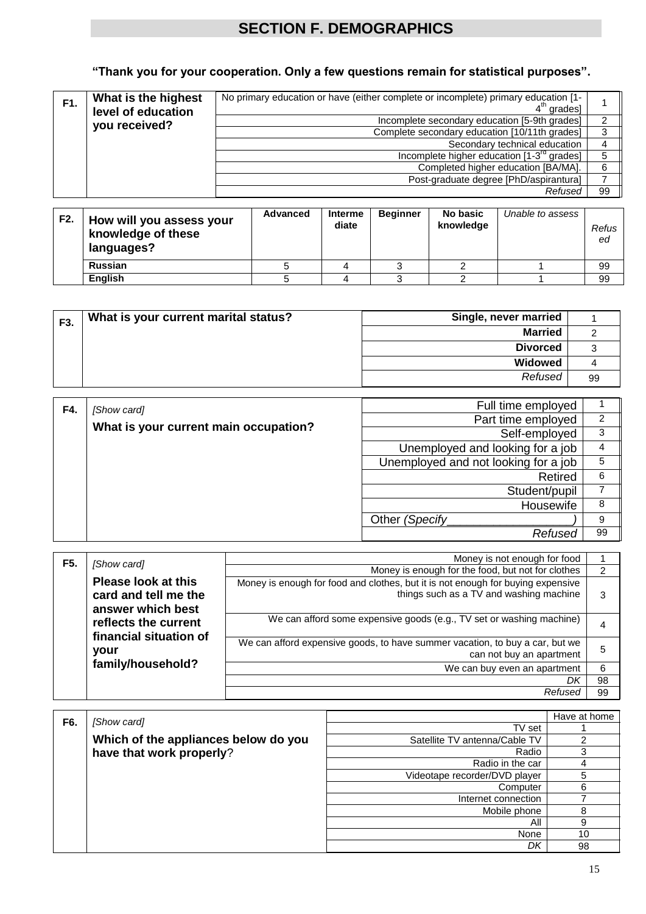## SECTION F. DEMOGRAPHICS

**"Thank you for your cooperation. Only a few questions remain for statistical purposes".**

| | | | |
|---|---|---|---|
| **F1.** | **What is the highest level of education you received?** | No primary education or have (either complete or incomplete) primary education [1-4th grades] | 1 |
| | | Incomplete secondary education [5-9th grades] | 2 |
| | | Complete secondary education [10/11th grades] | 3 |
| | | Secondary technical education | 4 |
| | | Incomplete higher education [1-3rd grades] | 5 |
| | | Completed higher education [BA/MA]. | 6 |
| | | Post-graduate degree [PhD/aspirantura] | 7 |
| | | *Refused* | 99 |

| **F2.** | **How will you assess your knowledge of these languages?** | **Advanced** | **Intermediate** | **Beginner** | **No basic knowledge** | *Unable to assess* | *Refused* |
|---|---|---|---|---|---|---|---|
| | **Russian** | 5 | 4 | 3 | 2 | 1 | 99 |
| | **English** | 5 | 4 | 3 | 2 | 1 | 99 |

| | | | |
|---|---|---|---|
| **F3.** | **What is your current marital status?** | **Single, never married** | 1 |
| | | **Married** | 2 |
| | | **Divorced** | 3 |
| | | **Widowed** | 4 |
| | | *Refused* | 99 |

| | | | |
|---|---|---|---|
| **F4.** | *[Show card]* **What is your current main occupation?** | Full time employed | 1 |
| | | Part time employed | 2 |
| | | Self-employed | 3 |
| | | Unemployed and looking for a job | 4 |
| | | Unemployed and not looking for a job | 5 |
| | | Retired | 6 |
| | | Student/pupil | 7 |
| | | Housewife | 8 |
| | | Other *(Specify___________________)* | 9 |
| | | *Refused* | 99 |

| | | | |
|---|---|---|---|
| **F5.** | *[Show card]* **Please look at this card and tell me the answer which best reflects the current financial situation of your family/household?** | Money is not enough for food | 1 |
| | | Money is enough for the food, but not for clothes | 2 |
| | | Money is enough for food and clothes, but it is not enough for buying expensive things such as a TV and washing machine | 3 |
| | | We can afford some expensive goods (e.g., TV set or washing machine) | 4 |
| | | We can afford expensive goods, to have summer vacation, to buy a car, but we can not buy an apartment | 5 |
| | | We can buy even an apartment | 6 |
| | | *DK* | 98 |
| | | *Refused* | 99 |

| | | | |
|---|---|---|---|
| **F6.** | *[Show card]* **Which of the appliances below do you have that work properly**? | | Have at home |
| | | TV set | 1 |
| | | Satellite TV antenna/Cable TV | 2 |
| | | Radio | 3 |
| | | Radio in the car | 4 |
| | | Videotape recorder/DVD player | 5 |
| | | Computer | 6 |
| | | Internet connection | 7 |
| | | Mobile phone | 8 |
| | | All | 9 |
| | | None | 10 |
| | | *DK* | 98 |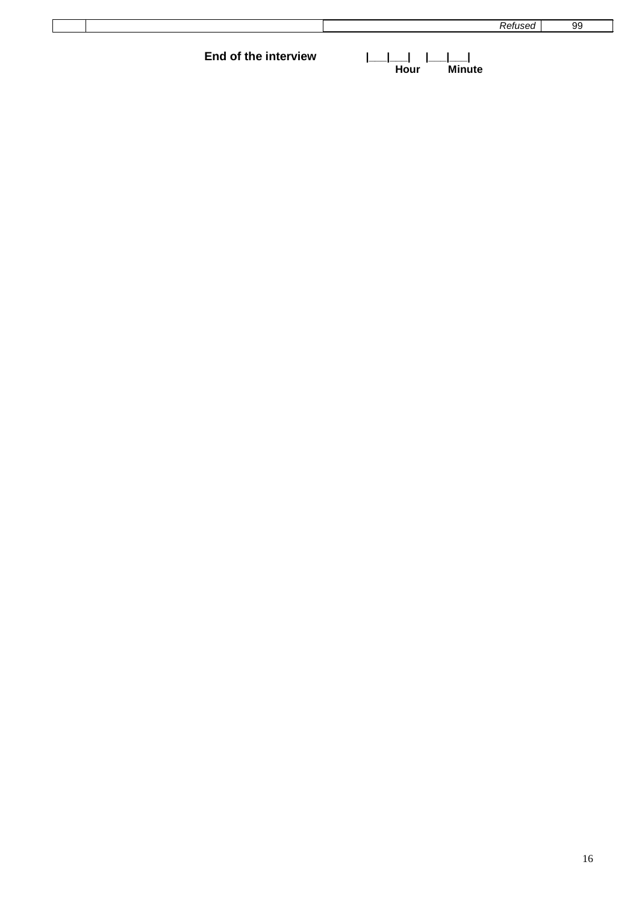| | | | | |
|---|---|---|---|---|
| | | | *Refused* | 99 |

**End of the interview** |___|___| |___|___|
**Hour** **Minute**